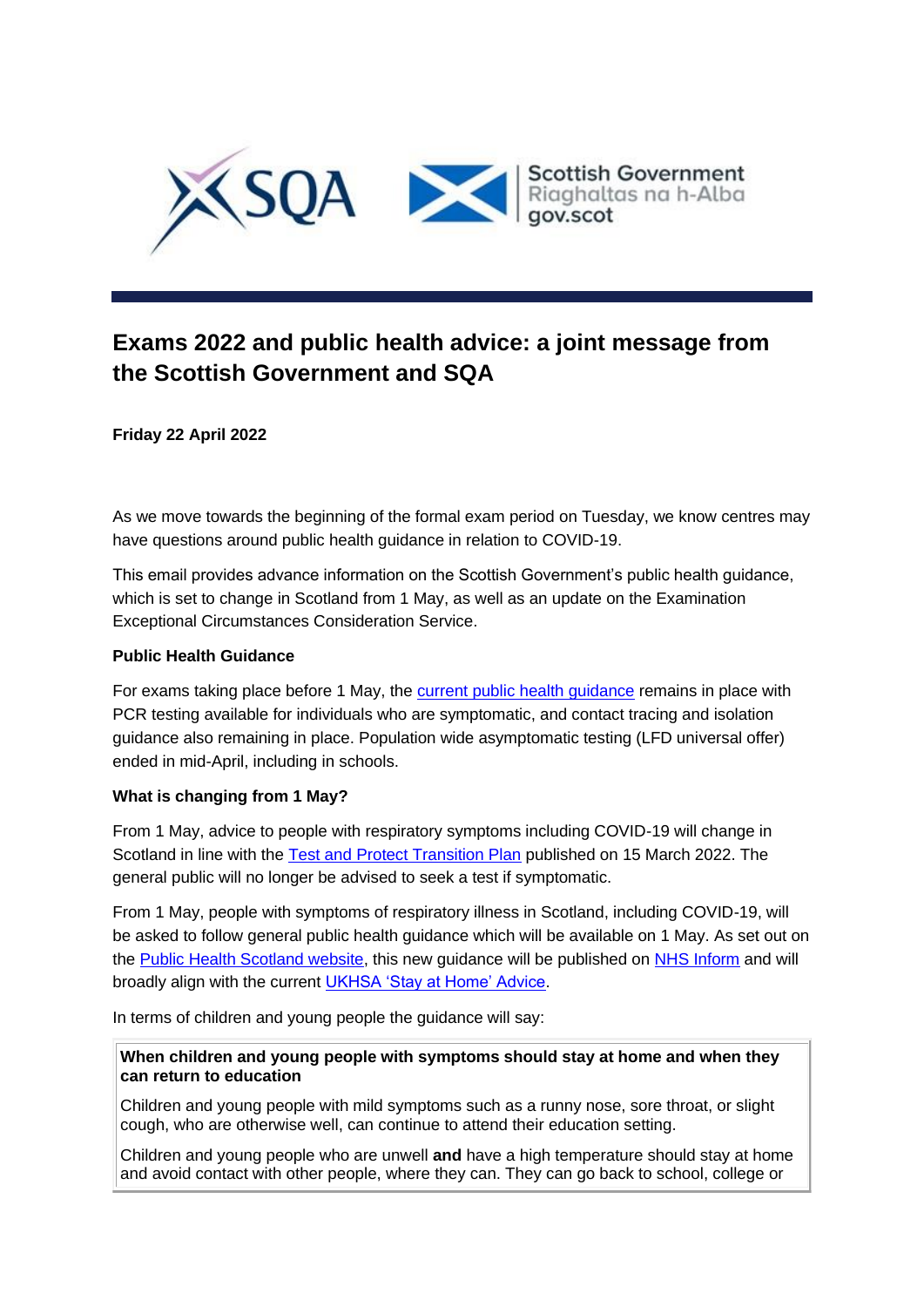# Exams 2022 and public health advice: a joint message from the Scottish Government and SQA

**Friday 22 April 2022**

As we move towards the beginning of the formal exam period on Tuesday, we know centres may have questions around public health guidance in relation to COVID-19.

This email provides advance information on the Scottish Government's public health guidance, which is set to change in Scotland from 1 May, as well as an update on the Examination Exceptional Circumstances Consideration Service.

**Public Health Guidance**

For exams taking place before 1 May, the current public health guidance remains in place with PCR testing available for individuals who are symptomatic, and contact tracing and isolation guidance also remaining in place. Population wide asymptomatic testing (LFD universal offer) ended in mid-April, including in schools.

**What is changing from 1 May?**

From 1 May, advice to people with respiratory symptoms including COVID-19 will change in Scotland in line with the Test and Protect Transition Plan published on 15 March 2022. The general public will no longer be advised to seek a test if symptomatic.

From 1 May, people with symptoms of respiratory illness in Scotland, including COVID-19, will be asked to follow general public health guidance which will be available on 1 May. As set out on the Public Health Scotland website, this new guidance will be published on NHS Inform and will broadly align with the current UKHSA 'Stay at Home' Advice.

In terms of children and young people the guidance will say:

> **When children and young people with symptoms should stay at home and when they can return to education**
>
> Children and young people with mild symptoms such as a runny nose, sore throat, or slight cough, who are otherwise well, can continue to attend their education setting.
>
> Children and young people who are unwell **and** have a high temperature should stay at home and avoid contact with other people, where they can. They can go back to school, college or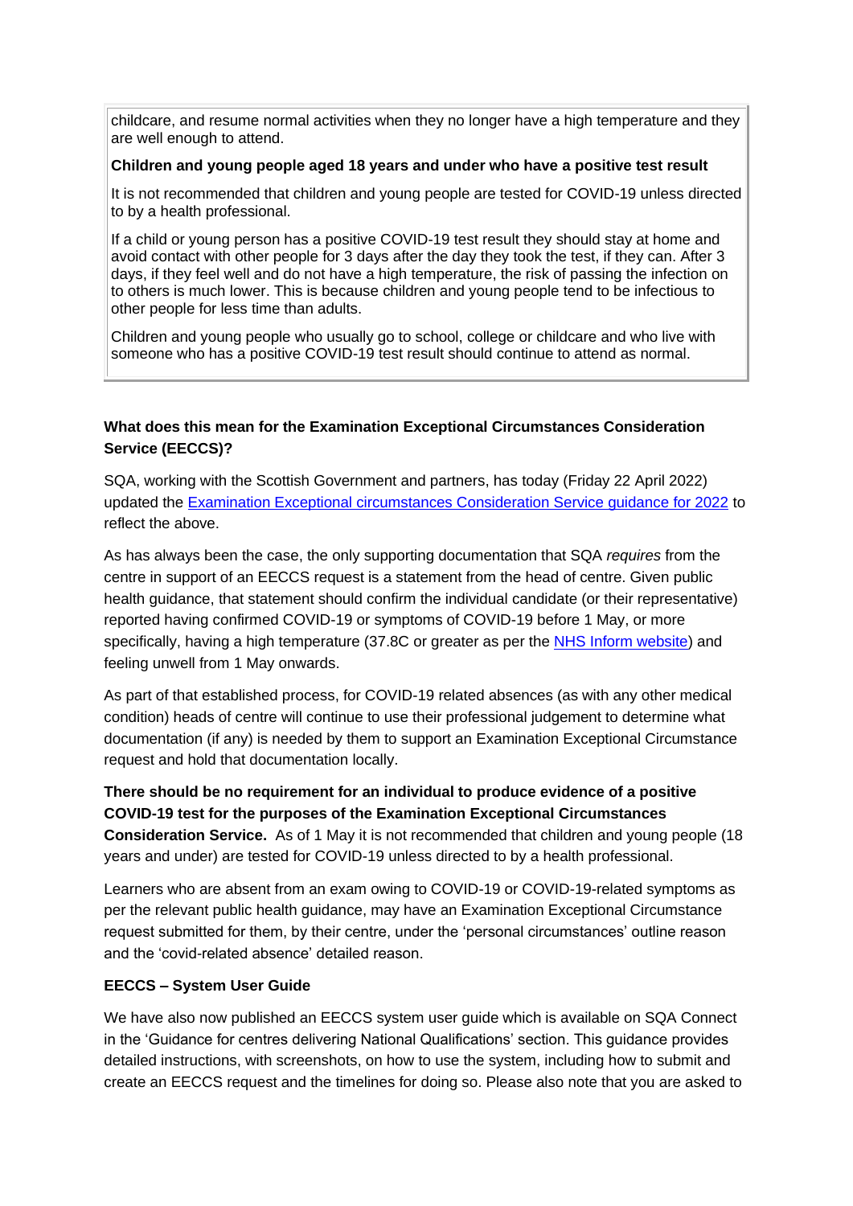childcare, and resume normal activities when they no longer have a high temperature and they are well enough to attend.

**Children and young people aged 18 years and under who have a positive test result**

It is not recommended that children and young people are tested for COVID-19 unless directed to by a health professional.

If a child or young person has a positive COVID-19 test result they should stay at home and avoid contact with other people for 3 days after the day they took the test, if they can. After 3 days, if they feel well and do not have a high temperature, the risk of passing the infection on to others is much lower. This is because children and young people tend to be infectious to other people for less time than adults.

Children and young people who usually go to school, college or childcare and who live with someone who has a positive COVID-19 test result should continue to attend as normal.

### What does this mean for the Examination Exceptional Circumstances Consideration Service (EECCS)?

SQA, working with the Scottish Government and partners, has today (Friday 22 April 2022) updated the [Examination Exceptional circumstances Consideration Service guidance for 2022]() to reflect the above.

As has always been the case, the only supporting documentation that SQA *requires* from the centre in support of an EECCS request is a statement from the head of centre. Given public health guidance, that statement should confirm the individual candidate (or their representative) reported having confirmed COVID-19 or symptoms of COVID-19 before 1 May, or more specifically, having a high temperature (37.8C or greater as per the [NHS Inform website]()) and feeling unwell from 1 May onwards.

As part of that established process, for COVID-19 related absences (as with any other medical condition) heads of centre will continue to use their professional judgement to determine what documentation (if any) is needed by them to support an Examination Exceptional Circumstance request and hold that documentation locally.

**There should be no requirement for an individual to produce evidence of a positive COVID-19 test for the purposes of the Examination Exceptional Circumstances Consideration Service.** As of 1 May it is not recommended that children and young people (18 years and under) are tested for COVID-19 unless directed to by a health professional.

Learners who are absent from an exam owing to COVID-19 or COVID-19-related symptoms as per the relevant public health guidance, may have an Examination Exceptional Circumstance request submitted for them, by their centre, under the 'personal circumstances' outline reason and the 'covid-related absence' detailed reason.

### EECCS – System User Guide

We have also now published an EECCS system user guide which is available on SQA Connect in the 'Guidance for centres delivering National Qualifications' section. This guidance provides detailed instructions, with screenshots, on how to use the system, including how to submit and create an EECCS request and the timelines for doing so. Please also note that you are asked to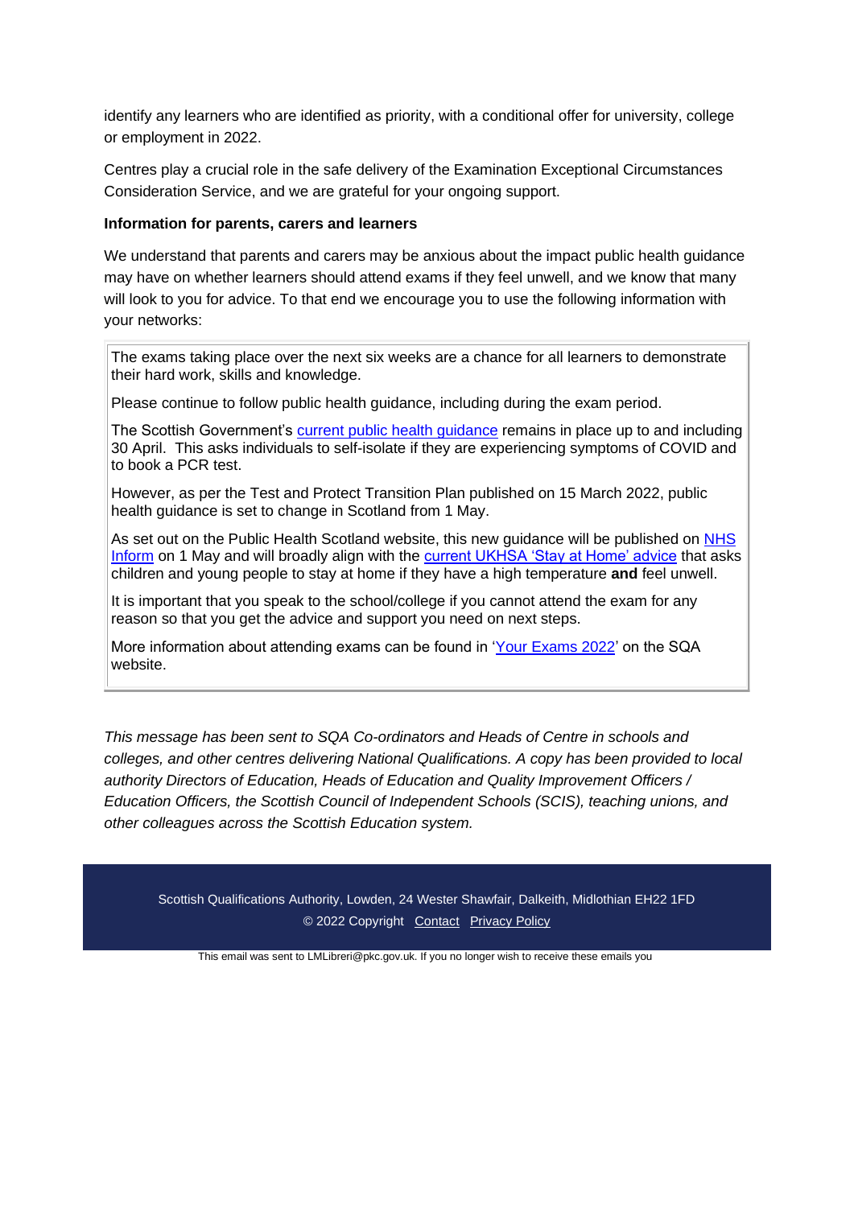identify any learners who are identified as priority, with a conditional offer for university, college or employment in 2022.

Centres play a crucial role in the safe delivery of the Examination Exceptional Circumstances Consideration Service, and we are grateful for your ongoing support.

**Information for parents, carers and learners**

We understand that parents and carers may be anxious about the impact public health guidance may have on whether learners should attend exams if they feel unwell, and we know that many will look to you for advice. To that end we encourage you to use the following information with your networks:

> The exams taking place over the next six weeks are a chance for all learners to demonstrate their hard work, skills and knowledge.
>
> Please continue to follow public health guidance, including during the exam period.
>
> The Scottish Government's current public health guidance remains in place up to and including 30 April. This asks individuals to self-isolate if they are experiencing symptoms of COVID and to book a PCR test.
>
> However, as per the Test and Protect Transition Plan published on 15 March 2022, public health guidance is set to change in Scotland from 1 May.
>
> As set out on the Public Health Scotland website, this new guidance will be published on NHS Inform on 1 May and will broadly align with the current UKHSA 'Stay at Home' advice that asks children and young people to stay at home if they have a high temperature **and** feel unwell.
>
> It is important that you speak to the school/college if you cannot attend the exam for any reason so that you get the advice and support you need on next steps.
>
> More information about attending exams can be found in 'Your Exams 2022' on the SQA website.

*This message has been sent to SQA Co-ordinators and Heads of Centre in schools and colleges, and other centres delivering National Qualifications. A copy has been provided to local authority Directors of Education, Heads of Education and Quality Improvement Officers / Education Officers, the Scottish Council of Independent Schools (SCIS), teaching unions, and other colleagues across the Scottish Education system.*

Scottish Qualifications Authority, Lowden, 24 Wester Shawfair, Dalkeith, Midlothian EH22 1FD
© 2022 Copyright Contact Privacy Policy

This email was sent to LMLibreri@pkc.gov.uk. If you no longer wish to receive these emails you